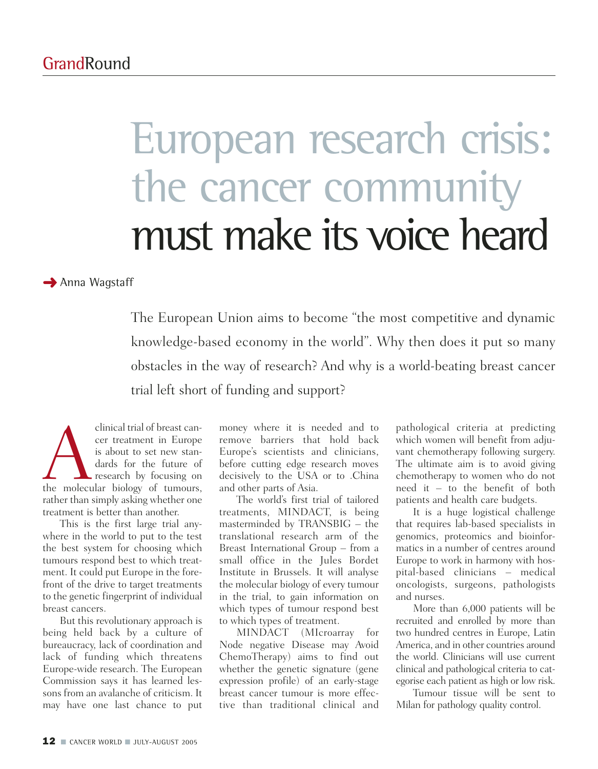GrandRound

# European research crisis: the cancer community must make its voice heard

Anna Wagstaff

The European Union aims to become "the most competitive and dynamic knowledge-based economy in the world". Why then does it put so many obstacles in the way of research? And why is a world-beating breast cancer trial left short of funding and support?

A clinical trial of breast cancer treatment in Europe is about to set new standards for the future of research by focusing on the molecular biology of tumours, rather than simply asking whether one treatment is better than another.

This is the first large trial anywhere in the world to put to the test the best system for choosing which tumours respond best to which treatment. It could put Europe in the forefront of the drive to target treatments to the genetic fingerprint of individual breast cancers.

But this revolutionary approach is being held back by a culture of bureaucracy, lack of coordination and lack of funding which threatens Europe-wide research. The European Commission says it has learned lessons from an avalanche of criticism. It may have one last chance to put money where it is needed and to remove barriers that hold back Europe's scientists and clinicians, before cutting edge research moves decisively to the USA or to .China and other parts of Asia.

The world's first trial of tailored treatments, MINDACT, is being masterminded by TRANSBIG – the translational research arm of the Breast International Group – from a small office in the Jules Bordet Institute in Brussels. It will analyse the molecular biology of every tumour in the trial, to gain information on which types of tumour respond best to which types of treatment.

MINDACT (MIcroarray for Node negative Disease may Avoid ChemoTherapy) aims to find out whether the genetic signature (gene expression profile) of an early-stage breast cancer tumour is more effective than traditional clinical and pathological criteria at predicting which women will benefit from adjuvant chemotherapy following surgery. The ultimate aim is to avoid giving chemotherapy to women who do not need it – to the benefit of both patients and health care budgets.

It is a huge logistical challenge that requires lab-based specialists in genomics, proteomics and bioinformatics in a number of centres around Europe to work in harmony with hospital-based clinicians – medical oncologists, surgeons, pathologists and nurses.

More than 6,000 patients will be recruited and enrolled by more than two hundred centres in Europe, Latin America, and in other countries around the world. Clinicians will use current clinical and pathological criteria to categorise each patient as high or low risk.

Tumour tissue will be sent to Milan for pathology quality control.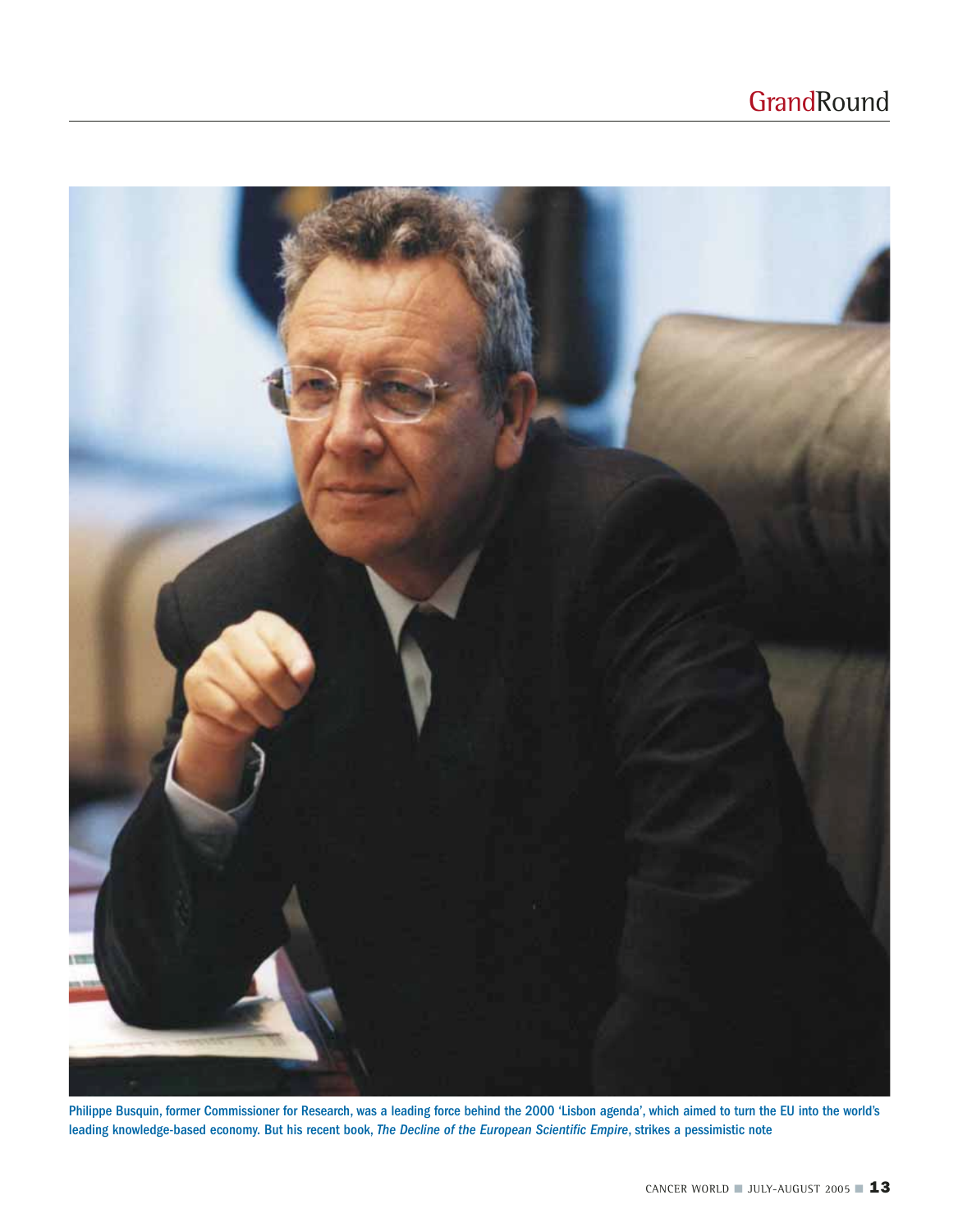Philippe Busquin, former Commissioner for Research, was a leading force behind the 2000 'Lisbon agenda', which aimed to turn the EU into the world's leading knowledge-based economy. But his recent book, *The Decline of the European Scientific Empire*, strikes a pessimistic note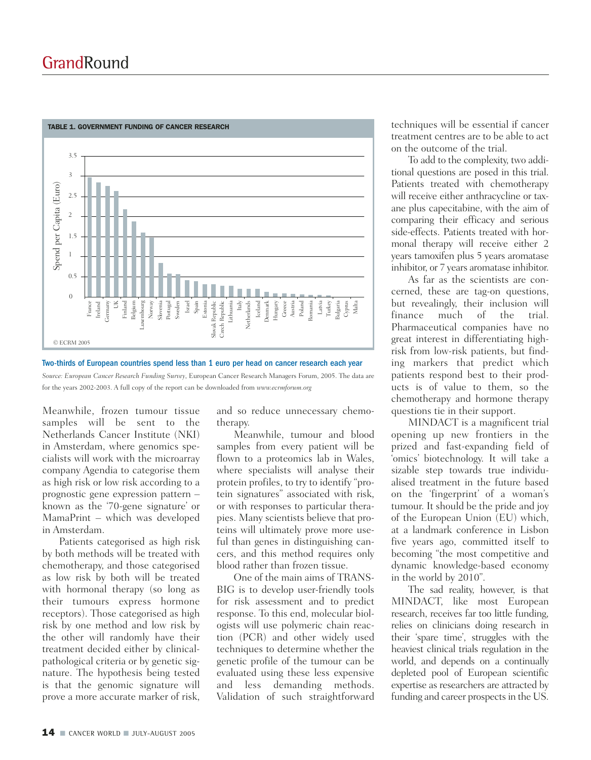**TABLE 1. GOVERNMENT FUNDING OF CANCER RESEARCH**

Spend per Capita (Euro)

3.5
3
2.5
2
1.5
1
0.5
0

France, Ireland, Germany, UK, Finland, Belgium, Luxembourg, Norway, Slovenia, Portugal, Sweden, Israel, Spain, Estonia, Slovak Republic, Czech Republic, Lithuania, Italy, Netherlands, Iceland, Denmark, Hungary, Greece, Austria, Poland, Romania, Latvia, Turkey, Bulgaria, Cyprus, Malta

© ECRM 2005

**Two-thirds of European countries spend less than 1 euro per head on cancer research each year**

*Source: European Cancer Research Funding Survey*, European Cancer Research Managers Forum, 2005. The data are for the years 2002-2003. A full copy of the report can be downloaded from *www.ecrmforum.org*

Meanwhile, frozen tumour tissue samples will be sent to the Netherlands Cancer Institute (NKI) in Amsterdam, where genomics specialists will work with the microarray company Agendia to categorise them as high risk or low risk according to a prognostic gene expression pattern – known as the '70-gene signature' or MamaPrint – which was developed in Amsterdam.

Patients categorised as high risk by both methods will be treated with chemotherapy, and those categorised as low risk by both will be treated with hormonal therapy (so long as their tumours express hormone receptors). Those categorised as high risk by one method and low risk by the other will randomly have their treatment decided either by clinical-pathological criteria or by genetic signature. The hypothesis being tested is that the genomic signature will prove a more accurate marker of risk, and so reduce unnecessary chemotherapy.

Meanwhile, tumour and blood samples from every patient will be flown to a proteomics lab in Wales, where specialists will analyse their protein profiles, to try to identify "protein signatures" associated with risk, or with responses to particular therapies. Many scientists believe that proteins will ultimately prove more useful than genes in distinguishing cancers, and this method requires only blood rather than frozen tissue.

One of the main aims of TRANSBIG is to develop user-friendly tools for risk assessment and to predict response. To this end, molecular biologists will use polymeric chain reaction (PCR) and other widely used techniques to determine whether the genetic profile of the tumour can be evaluated using these less expensive and less demanding methods. Validation of such straightforward techniques will be essential if cancer treatment centres are to be able to act on the outcome of the trial.

To add to the complexity, two additional questions are posed in this trial. Patients treated with chemotherapy will receive either anthracycline or taxane plus capecitabine, with the aim of comparing their efficacy and serious side-effects. Patients treated with hormonal therapy will receive either 2 years tamoxifen plus 5 years aromatase inhibitor, or 7 years aromatase inhibitor.

As far as the scientists are concerned, these are tag-on questions, but revealingly, their inclusion will finance much of the trial. Pharmaceutical companies have no great interest in differentiating high-risk from low-risk patients, but finding markers that predict which patients respond best to their products is of value to them, so the chemotherapy and hormone therapy questions tie in their support.

MINDACT is a magnificent trial opening up new frontiers in the prized and fast-expanding field of 'omics' biotechnology. It will take a sizable step towards true individualised treatment in the future based on the 'fingerprint' of a woman's tumour. It should be the pride and joy of the European Union (EU) which, at a landmark conference in Lisbon five years ago, committed itself to becoming "the most competitive and dynamic knowledge-based economy in the world by 2010".

The sad reality, however, is that MINDACT, like most European research, receives far too little funding, relies on clinicians doing research in their 'spare time', struggles with the heaviest clinical trials regulation in the world, and depends on a continually depleted pool of European scientific expertise as researchers are attracted by funding and career prospects in the US.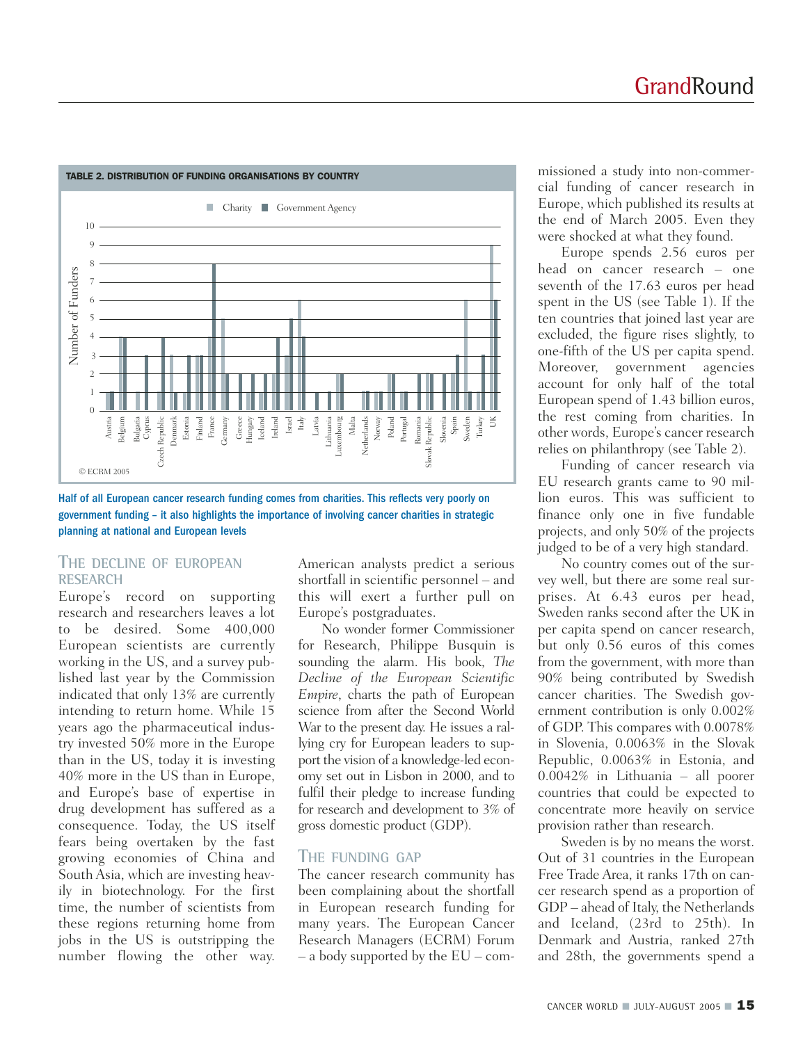**TABLE 2. DISTRIBUTION OF FUNDING ORGANISATIONS BY COUNTRY**

Half of all European cancer research funding comes from charities. This reflects very poorly on government funding – it also highlights the importance of involving cancer charities in strategic planning at national and European levels

## THE DECLINE OF EUROPEAN RESEARCH

Europe's record on supporting research and researchers leaves a lot to be desired. Some 400,000 European scientists are currently working in the US, and a survey published last year by the Commission indicated that only 13% are currently intending to return home. While 15 years ago the pharmaceutical industry invested 50% more in the Europe than in the US, today it is investing 40% more in the US than in Europe, and Europe's base of expertise in drug development has suffered as a consequence. Today, the US itself fears being overtaken by the fast growing economies of China and South Asia, which are investing heavily in biotechnology. For the first time, the number of scientists from these regions returning home from jobs in the US is outstripping the number flowing the other way. American analysts predict a serious shortfall in scientific personnel – and this will exert a further pull on Europe's postgraduates.

No wonder former Commissioner for Research, Philippe Busquin is sounding the alarm. His book, *The Decline of the European Scientific Empire*, charts the path of European science from after the Second World War to the present day. He issues a rallying cry for European leaders to support the vision of a knowledge-led economy set out in Lisbon in 2000, and to fulfil their pledge to increase funding for research and development to 3% of gross domestic product (GDP).

## THE FUNDING GAP

The cancer research community has been complaining about the shortfall in European research funding for many years. The European Cancer Research Managers (ECRM) Forum – a body supported by the EU – commissioned a study into non-commercial funding of cancer research in Europe, which published its results at the end of March 2005. Even they were shocked at what they found.

Europe spends 2.56 euros per head on cancer research – one seventh of the 17.63 euros per head spent in the US (see Table 1). If the ten countries that joined last year are excluded, the figure rises slightly, to one-fifth of the US per capita spend. Moreover, government agencies account for only half of the total European spend of 1.43 billion euros, the rest coming from charities. In other words, Europe's cancer research relies on philanthropy (see Table 2).

Funding of cancer research via EU research grants came to 90 million euros. This was sufficient to finance only one in five fundable projects, and only 50% of the projects judged to be of a very high standard.

No country comes out of the survey well, but there are some real surprises. At 6.43 euros per head, Sweden ranks second after the UK in per capita spend on cancer research, but only 0.56 euros of this comes from the government, with more than 90% being contributed by Swedish cancer charities. The Swedish government contribution is only 0.002% of GDP. This compares with 0.0078% in Slovenia, 0.0063% in the Slovak Republic, 0.0063% in Estonia, and 0.0042% in Lithuania – all poorer countries that could be expected to concentrate more heavily on service provision rather than research.

Sweden is by no means the worst. Out of 31 countries in the European Free Trade Area, it ranks 17th on cancer research spend as a proportion of GDP – ahead of Italy, the Netherlands and Iceland, (23rd to 25th). In Denmark and Austria, ranked 27th and 28th, the governments spend a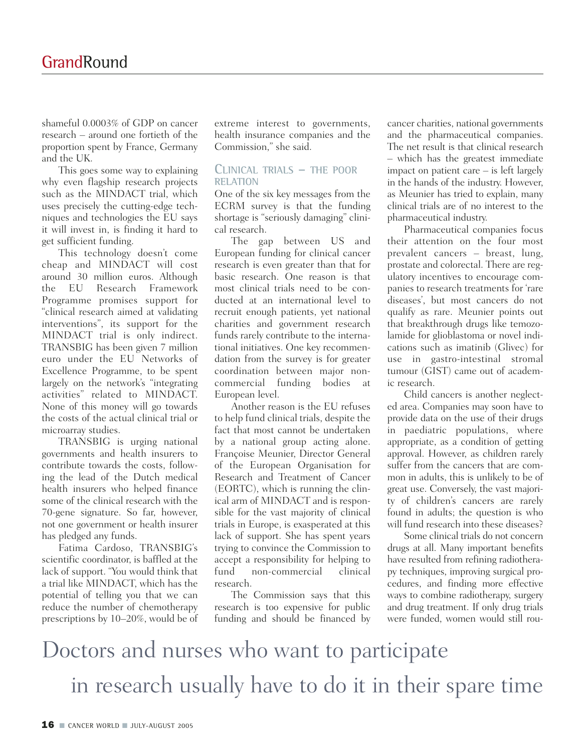shameful 0.0003% of GDP on cancer research – around one fortieth of the proportion spent by France, Germany and the UK.

This goes some way to explaining why even flagship research projects such as the MINDACT trial, which uses precisely the cutting-edge techniques and technologies the EU says it will invest in, is finding it hard to get sufficient funding.

This technology doesn't come cheap and MINDACT will cost around 30 million euros. Although the EU Research Framework Programme promises support for "clinical research aimed at validating interventions", its support for the MINDACT trial is only indirect. TRANSBIG has been given 7 million euro under the EU Networks of Excellence Programme, to be spent largely on the network's "integrating activities" related to MINDACT. None of this money will go towards the costs of the actual clinical trial or microarray studies.

TRANSBIG is urging national governments and health insurers to contribute towards the costs, following the lead of the Dutch medical health insurers who helped finance some of the clinical research with the 70-gene signature. So far, however, not one government or health insurer has pledged any funds.

Fatima Cardoso, TRANSBIG's scientific coordinator, is baffled at the lack of support. "You would think that a trial like MINDACT, which has the potential of telling you that we can reduce the number of chemotherapy prescriptions by 10–20%, would be of extreme interest to governments, health insurance companies and the Commission," she said.

## Clinical trials – the poor relation

One of the six key messages from the ECRM survey is that the funding shortage is "seriously damaging" clinical research.

The gap between US and European funding for clinical cancer research is even greater than that for basic research. One reason is that most clinical trials need to be conducted at an international level to recruit enough patients, yet national charities and government research funds rarely contribute to the international initiatives. One key recommendation from the survey is for greater coordination between major non-commercial funding bodies at European level.

Another reason is the EU refuses to help fund clinical trials, despite the fact that most cannot be undertaken by a national group acting alone. Françoise Meunier, Director General of the European Organisation for Research and Treatment of Cancer (EORTC), which is running the clinical arm of MINDACT and is responsible for the vast majority of clinical trials in Europe, is exasperated at this lack of support. She has spent years trying to convince the Commission to accept a responsibility for helping to fund non-commercial clinical research.

The Commission says that this research is too expensive for public funding and should be financed by cancer charities, national governments and the pharmaceutical companies. The net result is that clinical research – which has the greatest immediate impact on patient care – is left largely in the hands of the industry. However, as Meunier has tried to explain, many clinical trials are of no interest to the pharmaceutical industry.

Pharmaceutical companies focus their attention on the four most prevalent cancers – breast, lung, prostate and colorectal. There are regulatory incentives to encourage companies to research treatments for 'rare diseases', but most cancers do not qualify as rare. Meunier points out that breakthrough drugs like temozolamide for glioblastoma or novel indications such as imatinib (Glivec) for use in gastro-intestinal stromal tumour (GIST) came out of academic research.

Child cancers is another neglected area. Companies may soon have to provide data on the use of their drugs in paediatric populations, where appropriate, as a condition of getting approval. However, as children rarely suffer from the cancers that are common in adults, this is unlikely to be of great use. Conversely, the vast majority of children's cancers are rarely found in adults; the question is who will fund research into these diseases?

Some clinical trials do not concern drugs at all. Many important benefits have resulted from refining radiotherapy techniques, improving surgical procedures, and finding more effective ways to combine radiotherapy, surgery and drug treatment. If only drug trials were funded, women would still rou-

Doctors and nurses who want to participate in research usually have to do it in their spare time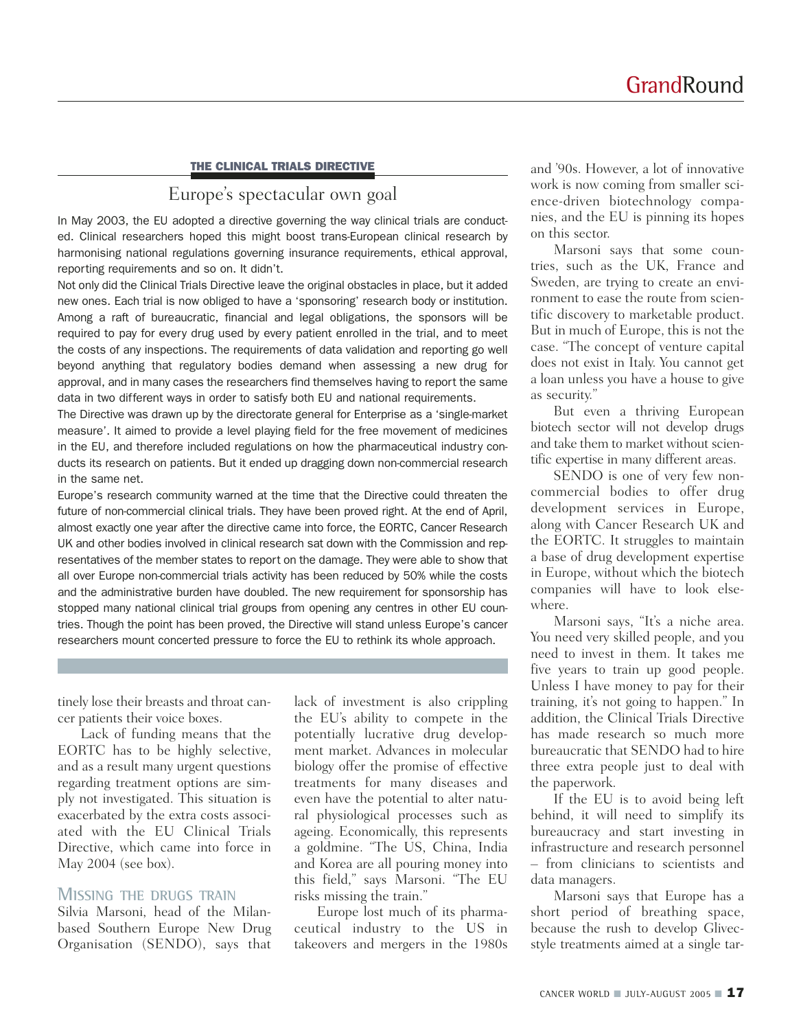### THE CLINICAL TRIALS DIRECTIVE

## Europe's spectacular own goal

In May 2003, the EU adopted a directive governing the way clinical trials are conducted. Clinical researchers hoped this might boost trans-European clinical research by harmonising national regulations governing insurance requirements, ethical approval, reporting requirements and so on. It didn't.

Not only did the Clinical Trials Directive leave the original obstacles in place, but it added new ones. Each trial is now obliged to have a 'sponsoring' research body or institution. Among a raft of bureaucratic, financial and legal obligations, the sponsors will be required to pay for every drug used by every patient enrolled in the trial, and to meet the costs of any inspections. The requirements of data validation and reporting go well beyond anything that regulatory bodies demand when assessing a new drug for approval, and in many cases the researchers find themselves having to report the same data in two different ways in order to satisfy both EU and national requirements.

The Directive was drawn up by the directorate general for Enterprise as a 'single-market measure'. It aimed to provide a level playing field for the free movement of medicines in the EU, and therefore included regulations on how the pharmaceutical industry conducts its research on patients. But it ended up dragging down non-commercial research in the same net.

Europe's research community warned at the time that the Directive could threaten the future of non-commercial clinical trials. They have been proved right. At the end of April, almost exactly one year after the directive came into force, the EORTC, Cancer Research UK and other bodies involved in clinical research sat down with the Commission and representatives of the member states to report on the damage. They were able to show that all over Europe non-commercial trials activity has been reduced by 50% while the costs and the administrative burden have doubled. The new requirement for sponsorship has stopped many national clinical trial groups from opening any centres in other EU countries. Though the point has been proved, the Directive will stand unless Europe's cancer researchers mount concerted pressure to force the EU to rethink its whole approach.

tinely lose their breasts and throat cancer patients their voice boxes.

Lack of funding means that the EORTC has to be highly selective, and as a result many urgent questions regarding treatment options are simply not investigated. This situation is exacerbated by the extra costs associated with the EU Clinical Trials Directive, which came into force in May 2004 (see box).

### MISSING THE DRUGS TRAIN

Silvia Marsoni, head of the Milan-based Southern Europe New Drug Organisation (SENDO), says that lack of investment is also crippling the EU's ability to compete in the potentially lucrative drug development market. Advances in molecular biology offer the promise of effective treatments for many diseases and even have the potential to alter natural physiological processes such as ageing. Economically, this represents a goldmine. "The US, China, India and Korea are all pouring money into this field," says Marsoni. "The EU risks missing the train."

Europe lost much of its pharmaceutical industry to the US in takeovers and mergers in the 1980s and '90s. However, a lot of innovative work is now coming from smaller science-driven biotechnology companies, and the EU is pinning its hopes on this sector.

Marsoni says that some countries, such as the UK, France and Sweden, are trying to create an environment to ease the route from scientific discovery to marketable product. But in much of Europe, this is not the case. "The concept of venture capital does not exist in Italy. You cannot get a loan unless you have a house to give as security."

But even a thriving European biotech sector will not develop drugs and take them to market without scientific expertise in many different areas.

SENDO is one of very few non-commercial bodies to offer drug development services in Europe, along with Cancer Research UK and the EORTC. It struggles to maintain a base of drug development expertise in Europe, without which the biotech companies will have to look elsewhere.

Marsoni says, "It's a niche area. You need very skilled people, and you need to invest in them. It takes me five years to train up good people. Unless I have money to pay for their training, it's not going to happen." In addition, the Clinical Trials Directive has made research so much more bureaucratic that SENDO had to hire three extra people just to deal with the paperwork.

If the EU is to avoid being left behind, it will need to simplify its bureaucracy and start investing in infrastructure and research personnel – from clinicians to scientists and data managers.

Marsoni says that Europe has a short period of breathing space, because the rush to develop Glivec-style treatments aimed at a single tar-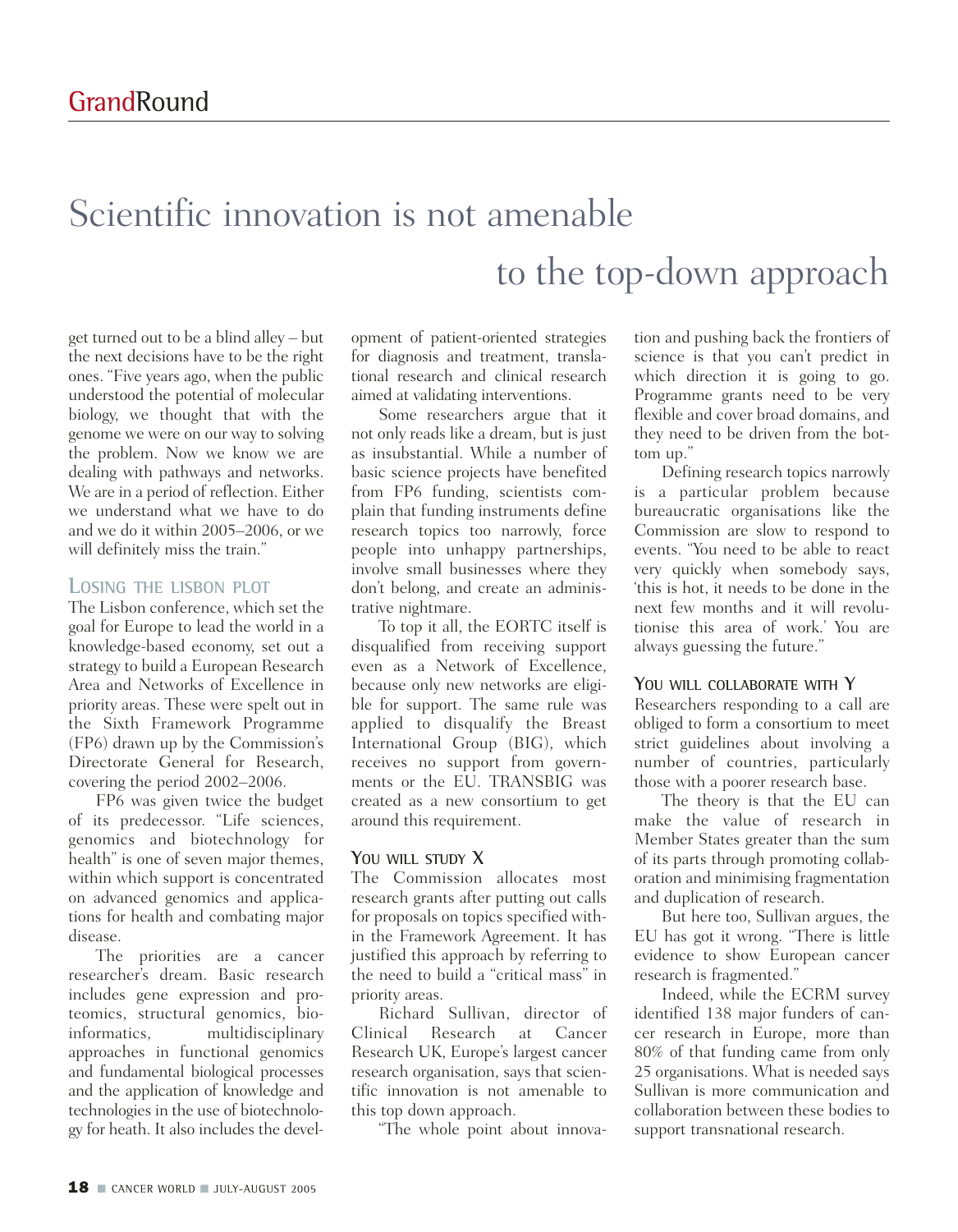# Scientific innovation is not amenable to the top-down approach

get turned out to be a blind alley – but the next decisions have to be the right ones. "Five years ago, when the public understood the potential of molecular biology, we thought that with the genome we were on our way to solving the problem. Now we know we are dealing with pathways and networks. We are in a period of reflection. Either we understand what we have to do and we do it within 2005–2006, or we will definitely miss the train."

### LOSING THE LISBON PLOT

The Lisbon conference, which set the goal for Europe to lead the world in a knowledge-based economy, set out a strategy to build a European Research Area and Networks of Excellence in priority areas. These were spelt out in the Sixth Framework Programme (FP6) drawn up by the Commission's Directorate General for Research, covering the period 2002–2006.

FP6 was given twice the budget of its predecessor. "Life sciences, genomics and biotechnology for health" is one of seven major themes, within which support is concentrated on advanced genomics and applications for health and combating major disease.

The priorities are a cancer researcher's dream. Basic research includes gene expression and proteomics, structural genomics, bioinformatics, multidisciplinary approaches in functional genomics and fundamental biological processes and the application of knowledge and technologies in the use of biotechnology for heath. It also includes the development of patient-oriented strategies for diagnosis and treatment, translational research and clinical research aimed at validating interventions.

Some researchers argue that it not only reads like a dream, but is just as insubstantial. While a number of basic science projects have benefited from FP6 funding, scientists complain that funding instruments define research topics too narrowly, force people into unhappy partnerships, involve small businesses where they don't belong, and create an administrative nightmare.

To top it all, the EORTC itself is disqualified from receiving support even as a Network of Excellence, because only new networks are eligible for support. The same rule was applied to disqualify the Breast International Group (BIG), which receives no support from governments or the EU. TRANSBIG was created as a new consortium to get around this requirement.

### YOU WILL STUDY X

The Commission allocates most research grants after putting out calls for proposals on topics specified within the Framework Agreement. It has justified this approach by referring to the need to build a "critical mass" in priority areas.

Richard Sullivan, director of Clinical Research at Cancer Research UK, Europe's largest cancer research organisation, says that scientific innovation is not amenable to this top down approach.

"The whole point about innovation and pushing back the frontiers of science is that you can't predict in which direction it is going to go. Programme grants need to be very flexible and cover broad domains, and they need to be driven from the bottom up."

Defining research topics narrowly is a particular problem because bureaucratic organisations like the Commission are slow to respond to events. "You need to be able to react very quickly when somebody says, 'this is hot, it needs to be done in the next few months and it will revolutionise this area of work.' You are always guessing the future."

### YOU WILL COLLABORATE WITH Y

Researchers responding to a call are obliged to form a consortium to meet strict guidelines about involving a number of countries, particularly those with a poorer research base.

The theory is that the EU can make the value of research in Member States greater than the sum of its parts through promoting collaboration and minimising fragmentation and duplication of research.

But here too, Sullivan argues, the EU has got it wrong. "There is little evidence to show European cancer research is fragmented."

Indeed, while the ECRM survey identified 138 major funders of cancer research in Europe, more than 80% of that funding came from only 25 organisations. What is needed says Sullivan is more communication and collaboration between these bodies to support transnational research.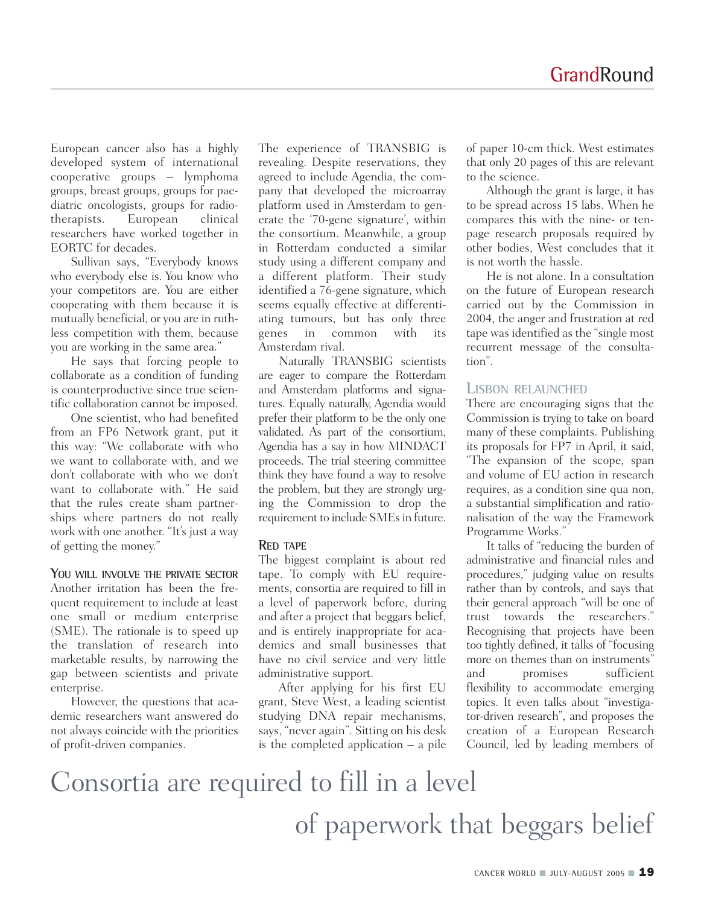European cancer also has a highly developed system of international cooperative groups – lymphoma groups, breast groups, groups for paediatric oncologists, groups for radiotherapists. European clinical researchers have worked together in EORTC for decades.

Sullivan says, "Everybody knows who everybody else is. You know who your competitors are. You are either cooperating with them because it is mutually beneficial, or you are in ruthless competition with them, because you are working in the same area."

He says that forcing people to collaborate as a condition of funding is counterproductive since true scientific collaboration cannot be imposed.

One scientist, who had benefited from an FP6 Network grant, put it this way: "We collaborate with who we want to collaborate with, and we don't collaborate with who we don't want to collaborate with." He said that the rules create sham partnerships where partners do not really work with one another. "It's just a way of getting the money."

### YOU WILL INVOLVE THE PRIVATE SECTOR

Another irritation has been the frequent requirement to include at least one small or medium enterprise (SME). The rationale is to speed up the translation of research into marketable results, by narrowing the gap between scientists and private enterprise.

However, the questions that academic researchers want answered do not always coincide with the priorities of profit-driven companies.

The experience of TRANSBIG is revealing. Despite reservations, they agreed to include Agendia, the company that developed the microarray platform used in Amsterdam to generate the '70-gene signature', within the consortium. Meanwhile, a group in Rotterdam conducted a similar study using a different company and a different platform. Their study identified a 76-gene signature, which seems equally effective at differentiating tumours, but has only three genes in common with its Amsterdam rival.

Naturally TRANSBIG scientists are eager to compare the Rotterdam and Amsterdam platforms and signatures. Equally naturally, Agendia would prefer their platform to be the only one validated. As part of the consortium, Agendia has a say in how MINDACT proceeds. The trial steering committee think they have found a way to resolve the problem, but they are strongly urging the Commission to drop the requirement to include SMEs in future.

### RED TAPE

The biggest complaint is about red tape. To comply with EU requirements, consortia are required to fill in a level of paperwork before, during and after a project that beggars belief, and is entirely inappropriate for academics and small businesses that have no civil service and very little administrative support.

After applying for his first EU grant, Steve West, a leading scientist studying DNA repair mechanisms, says, "never again". Sitting on his desk is the completed application – a pile of paper 10-cm thick. West estimates that only 20 pages of this are relevant to the science.

Although the grant is large, it has to be spread across 15 labs. When he compares this with the nine- or ten-page research proposals required by other bodies, West concludes that it is not worth the hassle.

He is not alone. In a consultation on the future of European research carried out by the Commission in 2004, the anger and frustration at red tape was identified as the "single most recurrent message of the consultation".

### LISBON RELAUNCHED

There are encouraging signs that the Commission is trying to take on board many of these complaints. Publishing its proposals for FP7 in April, it said, "The expansion of the scope, span and volume of EU action in research requires, as a condition sine qua non, a substantial simplification and rationalisation of the way the Framework Programme Works."

It talks of "reducing the burden of administrative and financial rules and procedures," judging value on results rather than by controls, and says that their general approach "will be one of trust towards the researchers." Recognising that projects have been too tightly defined, it talks of "focusing more on themes than on instruments" and promises sufficient flexibility to accommodate emerging topics. It even talks about "investigator-driven research", and proposes the creation of a European Research Council, led by leading members of

Consortia are required to fill in a level of paperwork that beggars belief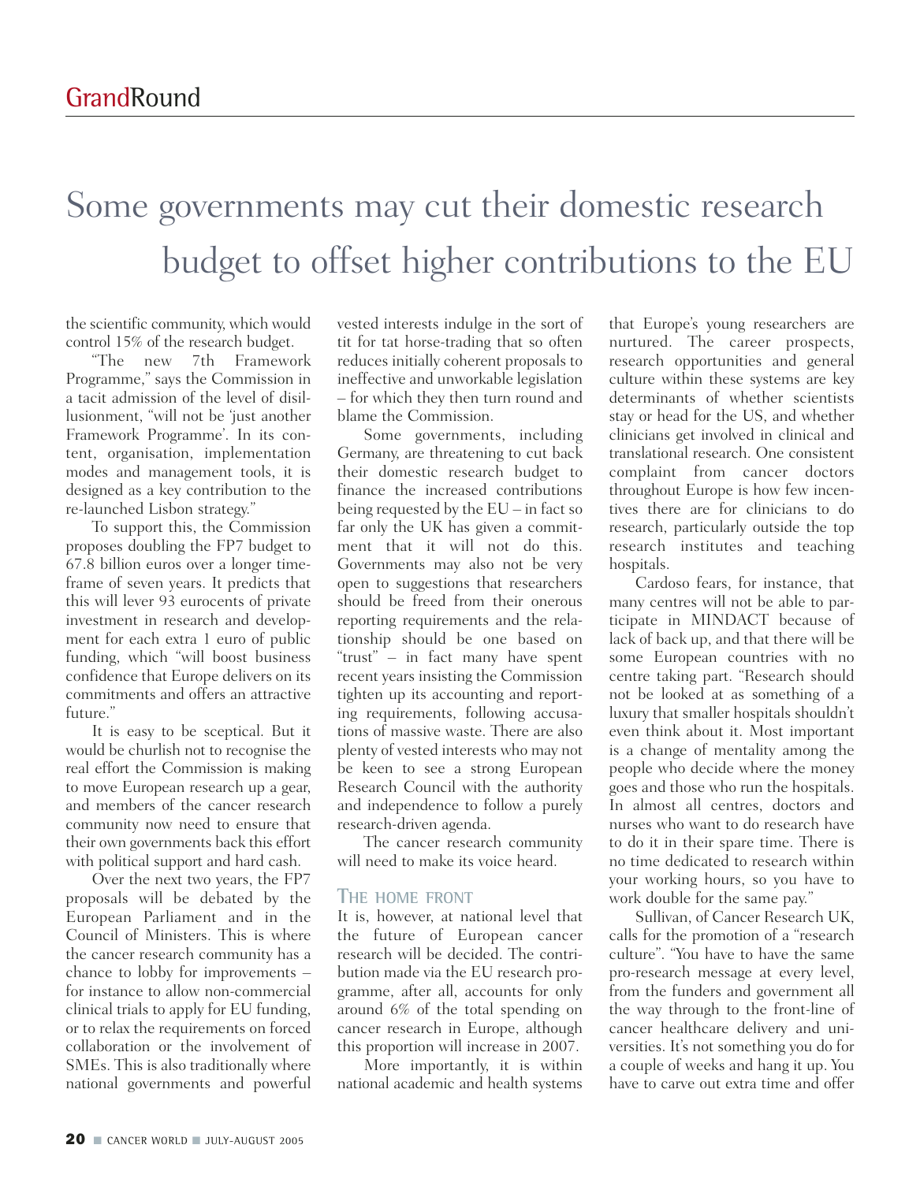> Some governments may cut their domestic research budget to offset higher contributions to the EU

the scientific community, which would control 15% of the research budget.

"The new 7th Framework Programme," says the Commission in a tacit admission of the level of disillusionment, "will not be 'just another Framework Programme'. In its content, organisation, implementation modes and management tools, it is designed as a key contribution to the re-launched Lisbon strategy."

To support this, the Commission proposes doubling the FP7 budget to 67.8 billion euros over a longer timeframe of seven years. It predicts that this will lever 93 eurocents of private investment in research and development for each extra 1 euro of public funding, which "will boost business confidence that Europe delivers on its commitments and offers an attractive future."

It is easy to be sceptical. But it would be churlish not to recognise the real effort the Commission is making to move European research up a gear, and members of the cancer research community now need to ensure that their own governments back this effort with political support and hard cash.

Over the next two years, the FP7 proposals will be debated by the European Parliament and in the Council of Ministers. This is where the cancer research community has a chance to lobby for improvements – for instance to allow non-commercial clinical trials to apply for EU funding, or to relax the requirements on forced collaboration or the involvement of SMEs. This is also traditionally where national governments and powerful vested interests indulge in the sort of tit for tat horse-trading that so often reduces initially coherent proposals to ineffective and unworkable legislation – for which they then turn round and blame the Commission.

Some governments, including Germany, are threatening to cut back their domestic research budget to finance the increased contributions being requested by the EU – in fact so far only the UK has given a commitment that it will not do this. Governments may also not be very open to suggestions that researchers should be freed from their onerous reporting requirements and the relationship should be one based on "trust" – in fact many have spent recent years insisting the Commission tighten up its accounting and reporting requirements, following accusations of massive waste. There are also plenty of vested interests who may not be keen to see a strong European Research Council with the authority and independence to follow a purely research-driven agenda.

The cancer research community will need to make its voice heard.

## THE HOME FRONT

It is, however, at national level that the future of European cancer research will be decided. The contribution made via the EU research programme, after all, accounts for only around 6% of the total spending on cancer research in Europe, although this proportion will increase in 2007.

More importantly, it is within national academic and health systems that Europe's young researchers are nurtured. The career prospects, research opportunities and general culture within these systems are key determinants of whether scientists stay or head for the US, and whether clinicians get involved in clinical and translational research. One consistent complaint from cancer doctors throughout Europe is how few incentives there are for clinicians to do research, particularly outside the top research institutes and teaching hospitals.

Cardoso fears, for instance, that many centres will not be able to participate in MINDACT because of lack of back up, and that there will be some European countries with no centre taking part. "Research should not be looked at as something of a luxury that smaller hospitals shouldn't even think about it. Most important is a change of mentality among the people who decide where the money goes and those who run the hospitals. In almost all centres, doctors and nurses who want to do research have to do it in their spare time. There is no time dedicated to research within your working hours, so you have to work double for the same pay."

Sullivan, of Cancer Research UK, calls for the promotion of a "research culture". "You have to have the same pro-research message at every level, from the funders and government all the way through to the front-line of cancer healthcare delivery and universities. It's not something you do for a couple of weeks and hang it up. You have to carve out extra time and offer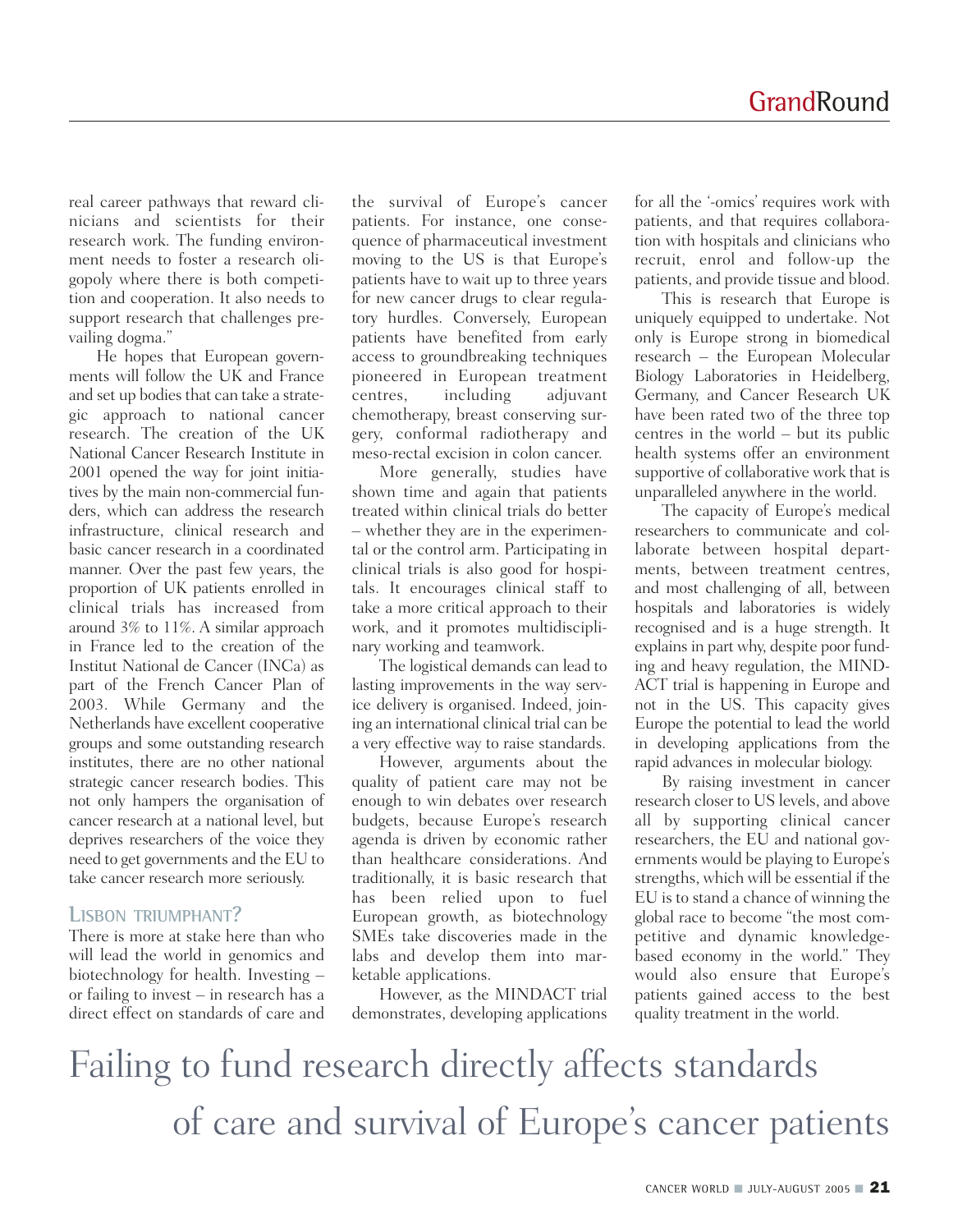real career pathways that reward clinicians and scientists for their research work. The funding environment needs to foster a research oligopoly where there is both competition and cooperation. It also needs to support research that challenges prevailing dogma."

He hopes that European governments will follow the UK and France and set up bodies that can take a strategic approach to national cancer research. The creation of the UK National Cancer Research Institute in 2001 opened the way for joint initiatives by the main non-commercial funders, which can address the research infrastructure, clinical research and basic cancer research in a coordinated manner. Over the past few years, the proportion of UK patients enrolled in clinical trials has increased from around 3% to 11%. A similar approach in France led to the creation of the Institut National de Cancer (INCa) as part of the French Cancer Plan of 2003. While Germany and the Netherlands have excellent cooperative groups and some outstanding research institutes, there are no other national strategic cancer research bodies. This not only hampers the organisation of cancer research at a national level, but deprives researchers of the voice they need to get governments and the EU to take cancer research more seriously.

## LISBON TRIUMPHANT?

There is more at stake here than who will lead the world in genomics and biotechnology for health. Investing – or failing to invest – in research has a direct effect on standards of care and the survival of Europe's cancer patients. For instance, one consequence of pharmaceutical investment moving to the US is that Europe's patients have to wait up to three years for new cancer drugs to clear regulatory hurdles. Conversely, European patients have benefited from early access to groundbreaking techniques pioneered in European treatment centres, including adjuvant chemotherapy, breast conserving surgery, conformal radiotherapy and meso-rectal excision in colon cancer.

More generally, studies have shown time and again that patients treated within clinical trials do better – whether they are in the experimental or the control arm. Participating in clinical trials is also good for hospitals. It encourages clinical staff to take a more critical approach to their work, and it promotes multidisciplinary working and teamwork.

The logistical demands can lead to lasting improvements in the way service delivery is organised. Indeed, joining an international clinical trial can be a very effective way to raise standards.

However, arguments about the quality of patient care may not be enough to win debates over research budgets, because Europe's research agenda is driven by economic rather than healthcare considerations. And traditionally, it is basic research that has been relied upon to fuel European growth, as biotechnology SMEs take discoveries made in the labs and develop them into marketable applications.

However, as the MINDACT trial demonstrates, developing applications for all the '-omics' requires work with patients, and that requires collaboration with hospitals and clinicians who recruit, enrol and follow-up the patients, and provide tissue and blood.

This is research that Europe is uniquely equipped to undertake. Not only is Europe strong in biomedical research – the European Molecular Biology Laboratories in Heidelberg, Germany, and Cancer Research UK have been rated two of the three top centres in the world – but its public health systems offer an environment supportive of collaborative work that is unparalleled anywhere in the world.

The capacity of Europe's medical researchers to communicate and collaborate between hospital departments, between treatment centres, and most challenging of all, between hospitals and laboratories is widely recognised and is a huge strength. It explains in part why, despite poor funding and heavy regulation, the MINDACT trial is happening in Europe and not in the US. This capacity gives Europe the potential to lead the world in developing applications from the rapid advances in molecular biology.

By raising investment in cancer research closer to US levels, and above all by supporting clinical cancer researchers, the EU and national governments would be playing to Europe's strengths, which will be essential if the EU is to stand a chance of winning the global race to become "the most competitive and dynamic knowledge-based economy in the world." They would also ensure that Europe's patients gained access to the best quality treatment in the world.

Failing to fund research directly affects standards of care and survival of Europe's cancer patients